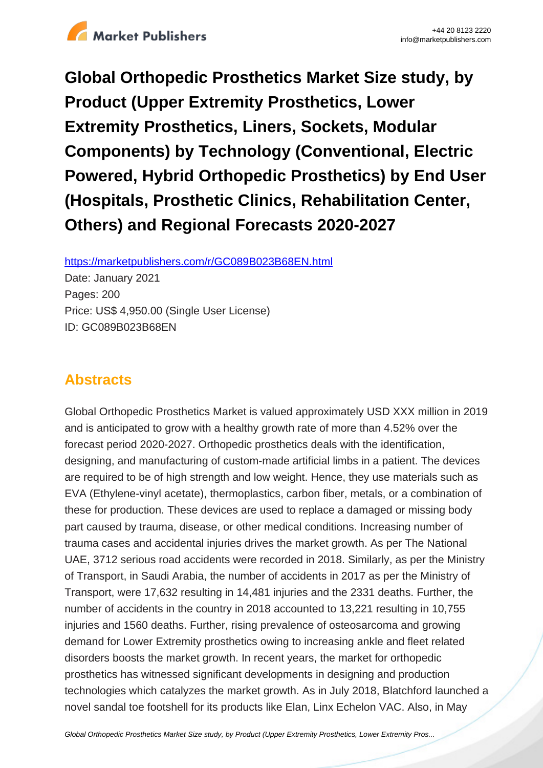# Global Orthopedic Prosthetics Market Size study, by Product (Upper Extremity Prosthetics, Lower Extremity Prosthetics, Liners, Sockets, Modular Components) by Technology (Conventional, Electric Powered, Hybrid Orthopedic Prosthetics) by End User (Hospitals, Prosthetic Clinics, Rehabilitation Center, Others) and Regional Forecasts 2020-2027

https://marketpublishers.com/r/GC089B023B68EN.html

Date: January 2021

Pages: 200

Price: US$ 4,950.00 (Single User License)

ID: GC089B023B68EN

## Abstracts

Global Orthopedic Prosthetics Market is valued approximately USD XXX million in 2019 and is anticipated to grow with a healthy growth rate of more than 4.52% over the forecast period 2020-2027. Orthopedic prosthetics deals with the identification, designing, and manufacturing of custom-made artificial limbs in a patient. The devices are required to be of high strength and low weight. Hence, they use materials such as EVA (Ethylene-vinyl acetate), thermoplastics, carbon fiber, metals, or a combination of these for production. These devices are used to replace a damaged or missing body part caused by trauma, disease, or other medical conditions. Increasing number of trauma cases and accidental injuries drives the market growth. As per The National UAE, 3712 serious road accidents were recorded in 2018. Similarly, as per the Ministry of Transport, in Saudi Arabia, the number of accidents in 2017 as per the Ministry of Transport, were 17,632 resulting in 14,481 injuries and the 2331 deaths. Further, the number of accidents in the country in 2018 accounted to 13,221 resulting in 10,755 injuries and 1560 deaths. Further, rising prevalence of osteosarcoma and growing demand for Lower Extremity prosthetics owing to increasing ankle and fleet related disorders boosts the market growth. In recent years, the market for orthopedic prosthetics has witnessed significant developments in designing and production technologies which catalyzes the market growth. As in July 2018, Blatchford launched a novel sandal toe footshell for its products like Elan, Linx Echelon VAC. Also, in May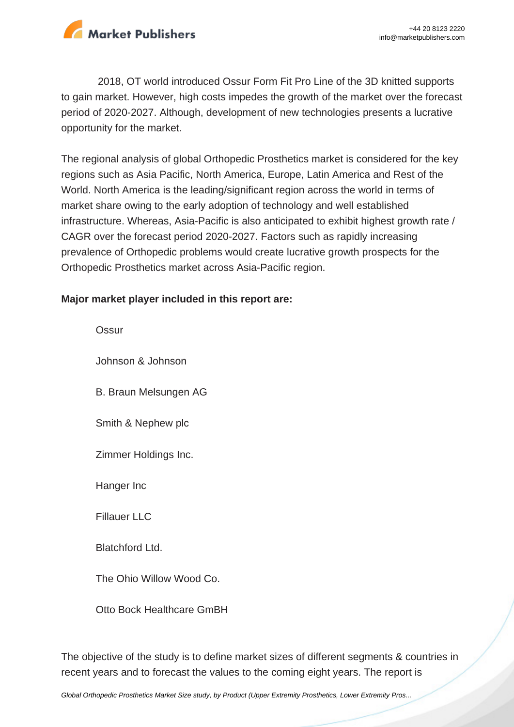2018, OT world introduced Ossur Form Fit Pro Line of the 3D knitted supports to gain market. However, high costs impedes the growth of the market over the forecast period of 2020-2027. Although, development of new technologies presents a lucrative opportunity for the market.

The regional analysis of global Orthopedic Prosthetics market is considered for the key regions such as Asia Pacific, North America, Europe, Latin America and Rest of the World. North America is the leading/significant region across the world in terms of market share owing to the early adoption of technology and well established infrastructure. Whereas, Asia-Pacific is also anticipated to exhibit highest growth rate / CAGR over the forecast period 2020-2027. Factors such as rapidly increasing prevalence of Orthopedic problems would create lucrative growth prospects for the Orthopedic Prosthetics market across Asia-Pacific region.

**Major market player included in this report are:**

- Ossur
- Johnson & Johnson
- B. Braun Melsungen AG
- Smith & Nephew plc
- Zimmer Holdings Inc.
- Hanger Inc
- Fillauer LLC
- Blatchford Ltd.
- The Ohio Willow Wood Co.
- Otto Bock Healthcare GmBH

The objective of the study is to define market sizes of different segments & countries in recent years and to forecast the values to the coming eight years. The report is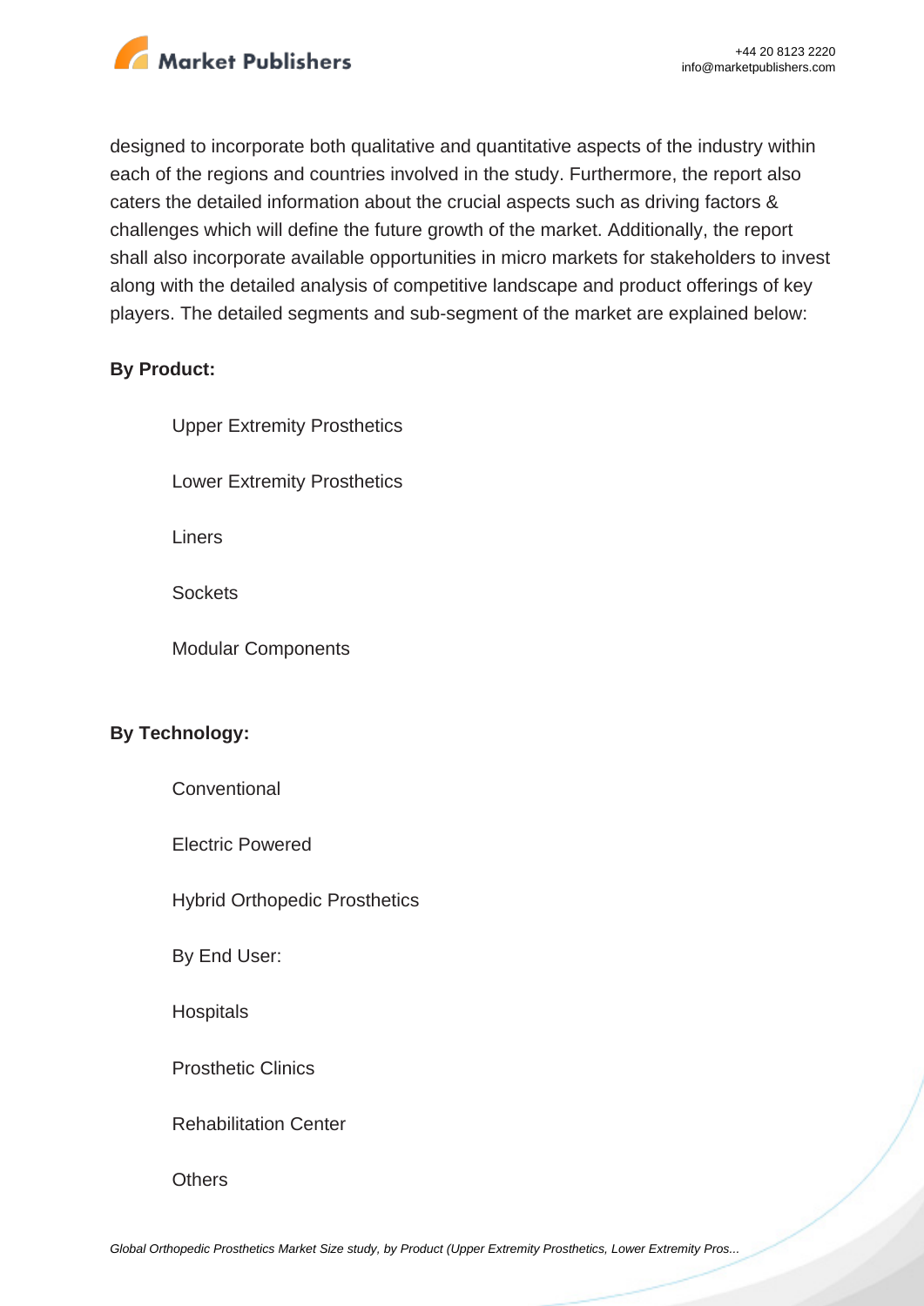designed to incorporate both qualitative and quantitative aspects of the industry within each of the regions and countries involved in the study. Furthermore, the report also caters the detailed information about the crucial aspects such as driving factors & challenges which will define the future growth of the market. Additionally, the report shall also incorporate available opportunities in micro markets for stakeholders to invest along with the detailed analysis of competitive landscape and product offerings of key players. The detailed segments and sub-segment of the market are explained below:

**By Product:**

- Upper Extremity Prosthetics
- Lower Extremity Prosthetics
- Liners
- Sockets
- Modular Components

**By Technology:**

- Conventional
- Electric Powered
- Hybrid Orthopedic Prosthetics

By End User:

- Hospitals
- Prosthetic Clinics
- Rehabilitation Center
- Others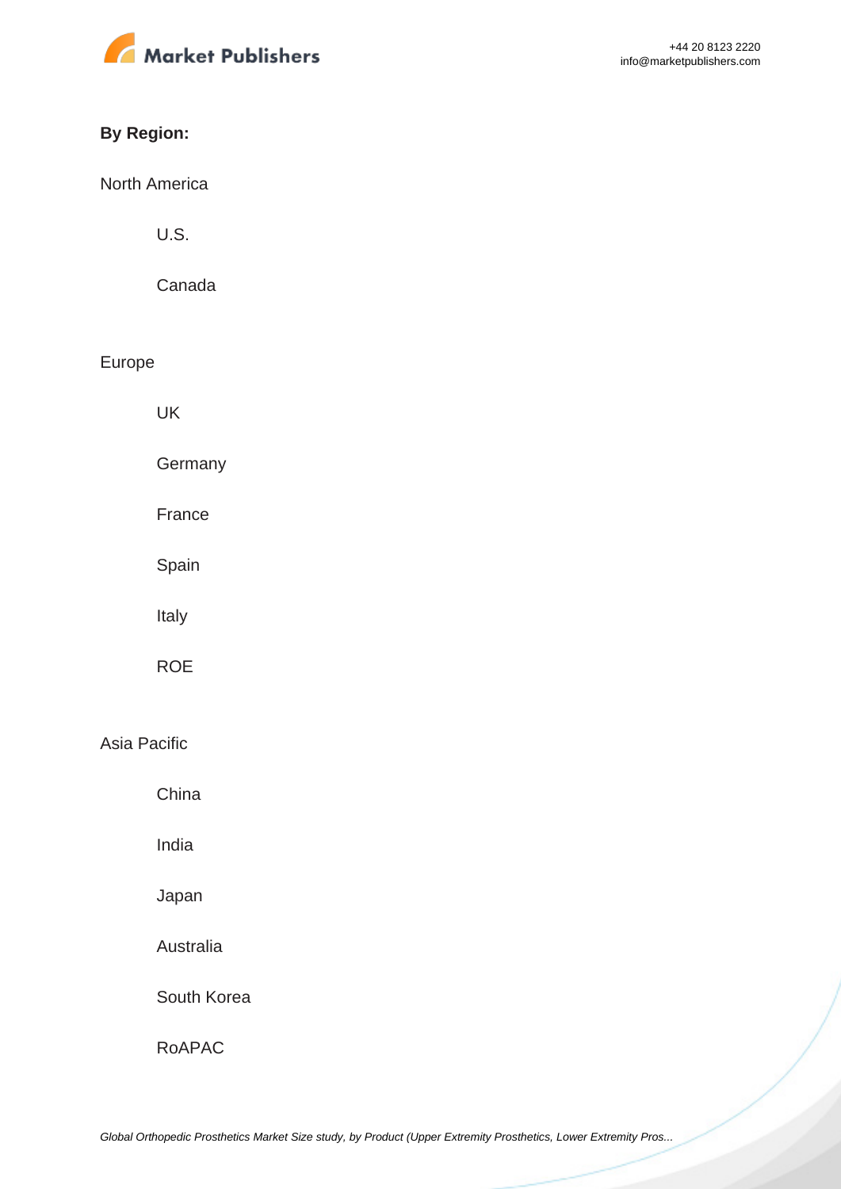**By Region:**

North America

- U.S.
- Canada

Europe

- UK
- Germany
- France
- Spain
- Italy
- ROE

Asia Pacific

- China
- India
- Japan
- Australia
- South Korea
- RoAPAC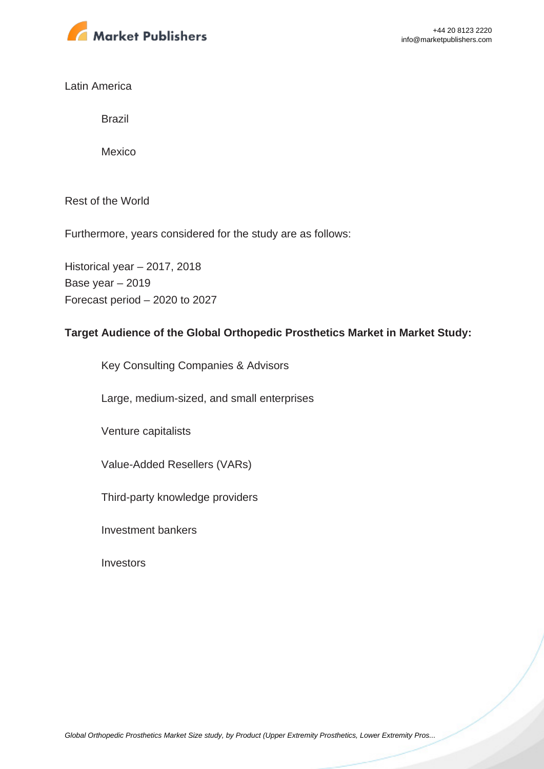Latin America

- Brazil
- Mexico

Rest of the World

Furthermore, years considered for the study are as follows:

Historical year – 2017, 2018
Base year – 2019
Forecast period – 2020 to 2027

**Target Audience of the Global Orthopedic Prosthetics Market in Market Study:**

- Key Consulting Companies & Advisors
- Large, medium-sized, and small enterprises
- Venture capitalists
- Value-Added Resellers (VARs)
- Third-party knowledge providers
- Investment bankers
- Investors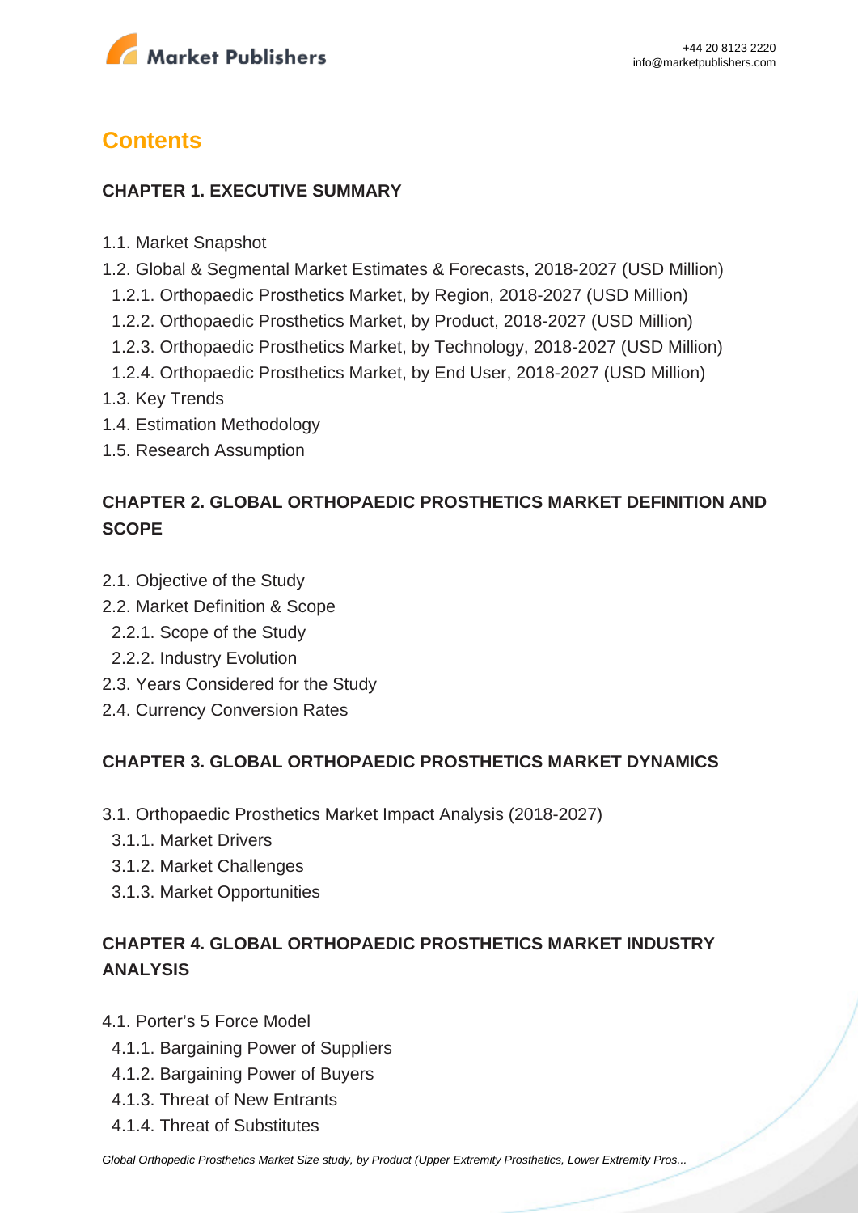## Contents

### CHAPTER 1. EXECUTIVE SUMMARY

1.1. Market Snapshot
1.2. Global & Segmental Market Estimates & Forecasts, 2018-2027 (USD Million)
  1.2.1. Orthopaedic Prosthetics Market, by Region, 2018-2027 (USD Million)
  1.2.2. Orthopaedic Prosthetics Market, by Product, 2018-2027 (USD Million)
  1.2.3. Orthopaedic Prosthetics Market, by Technology, 2018-2027 (USD Million)
  1.2.4. Orthopaedic Prosthetics Market, by End User, 2018-2027 (USD Million)
1.3. Key Trends
1.4. Estimation Methodology
1.5. Research Assumption

### CHAPTER 2. GLOBAL ORTHOPAEDIC PROSTHETICS MARKET DEFINITION AND SCOPE

2.1. Objective of the Study
2.2. Market Definition & Scope
  2.2.1. Scope of the Study
  2.2.2. Industry Evolution
2.3. Years Considered for the Study
2.4. Currency Conversion Rates

### CHAPTER 3. GLOBAL ORTHOPAEDIC PROSTHETICS MARKET DYNAMICS

3.1. Orthopaedic Prosthetics Market Impact Analysis (2018-2027)
  3.1.1. Market Drivers
  3.1.2. Market Challenges
  3.1.3. Market Opportunities

### CHAPTER 4. GLOBAL ORTHOPAEDIC PROSTHETICS MARKET INDUSTRY ANALYSIS

4.1. Porter's 5 Force Model
  4.1.1. Bargaining Power of Suppliers
  4.1.2. Bargaining Power of Buyers
  4.1.3. Threat of New Entrants
  4.1.4. Threat of Substitutes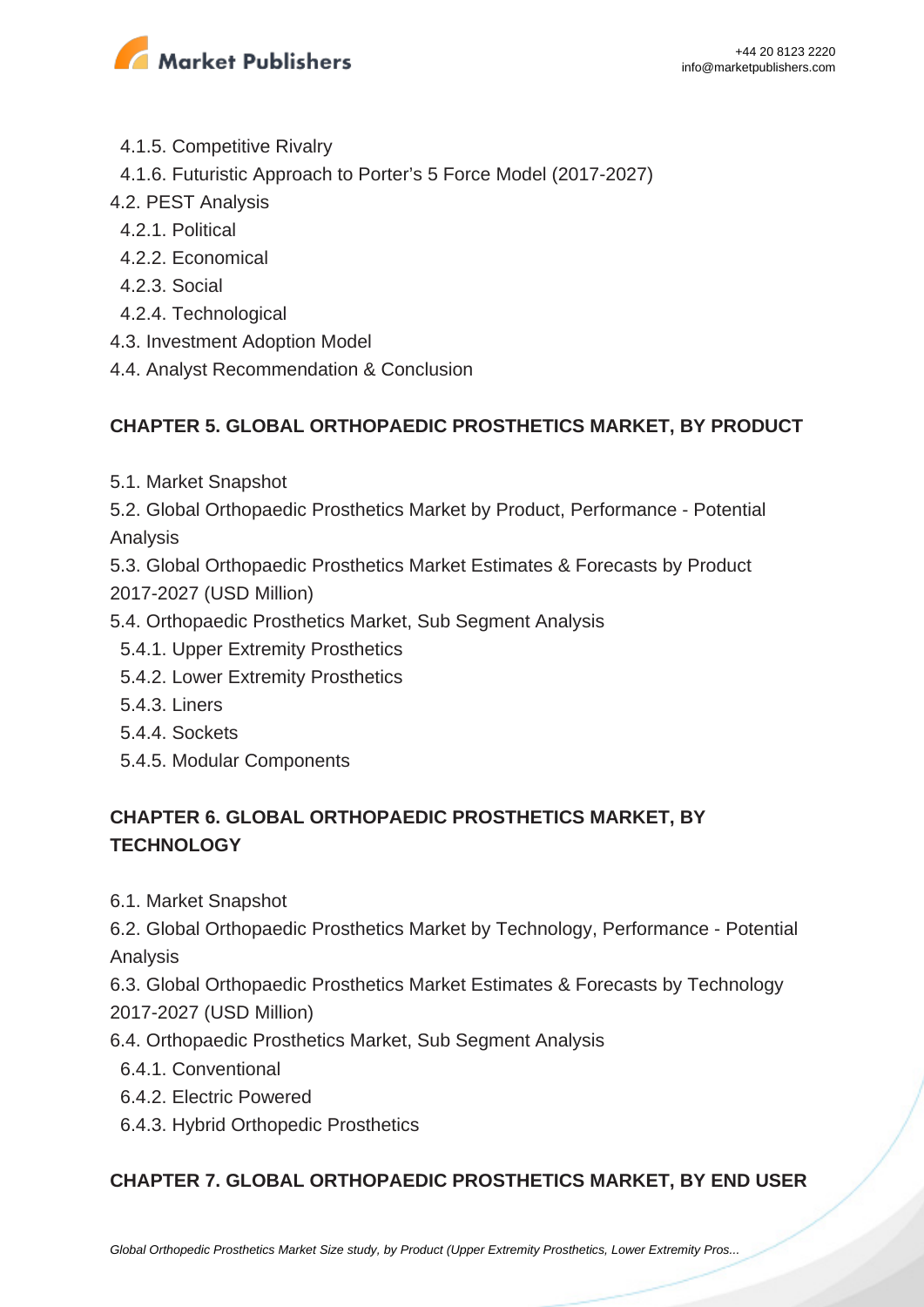- 4.1.5. Competitive Rivalry
- 4.1.6. Futuristic Approach to Porter's 5 Force Model (2017-2027)

4.2. PEST Analysis

- 4.2.1. Political
- 4.2.2. Economical
- 4.2.3. Social
- 4.2.4. Technological

4.3. Investment Adoption Model

4.4. Analyst Recommendation & Conclusion

## CHAPTER 5. GLOBAL ORTHOPAEDIC PROSTHETICS MARKET, BY PRODUCT

5.1. Market Snapshot

5.2. Global Orthopaedic Prosthetics Market by Product, Performance - Potential Analysis

5.3. Global Orthopaedic Prosthetics Market Estimates & Forecasts by Product 2017-2027 (USD Million)

5.4. Orthopaedic Prosthetics Market, Sub Segment Analysis

- 5.4.1. Upper Extremity Prosthetics
- 5.4.2. Lower Extremity Prosthetics
- 5.4.3. Liners
- 5.4.4. Sockets
- 5.4.5. Modular Components

## CHAPTER 6. GLOBAL ORTHOPAEDIC PROSTHETICS MARKET, BY TECHNOLOGY

6.1. Market Snapshot

6.2. Global Orthopaedic Prosthetics Market by Technology, Performance - Potential Analysis

6.3. Global Orthopaedic Prosthetics Market Estimates & Forecasts by Technology 2017-2027 (USD Million)

6.4. Orthopaedic Prosthetics Market, Sub Segment Analysis

- 6.4.1. Conventional
- 6.4.2. Electric Powered
- 6.4.3. Hybrid Orthopedic Prosthetics

## CHAPTER 7. GLOBAL ORTHOPAEDIC PROSTHETICS MARKET, BY END USER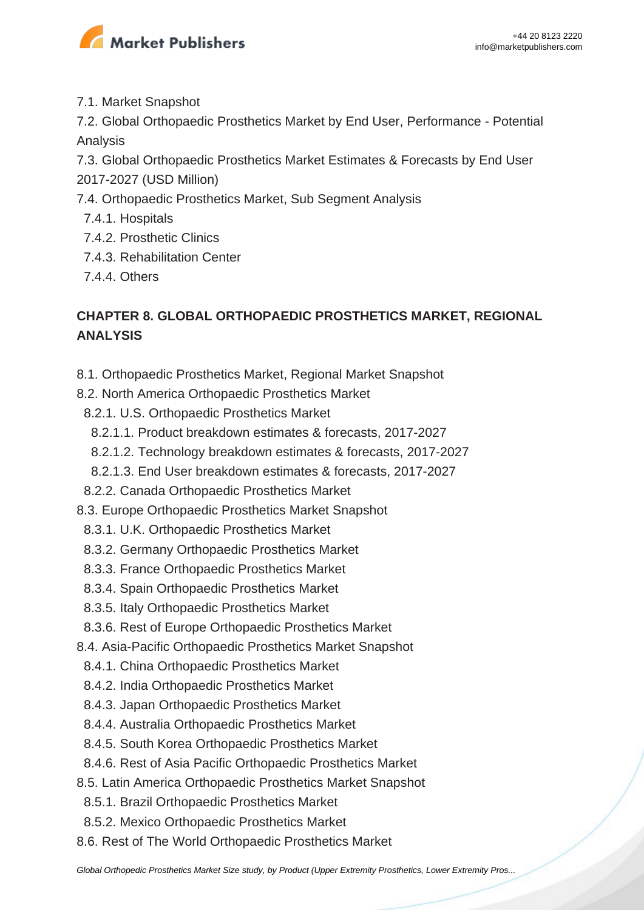7.1. Market Snapshot

7.2. Global Orthopaedic Prosthetics Market by End User, Performance - Potential Analysis

7.3. Global Orthopaedic Prosthetics Market Estimates & Forecasts by End User 2017-2027 (USD Million)

7.4. Orthopaedic Prosthetics Market, Sub Segment Analysis

- 7.4.1. Hospitals
- 7.4.2. Prosthetic Clinics
- 7.4.3. Rehabilitation Center
- 7.4.4. Others

## CHAPTER 8. GLOBAL ORTHOPAEDIC PROSTHETICS MARKET, REGIONAL ANALYSIS

8.1. Orthopaedic Prosthetics Market, Regional Market Snapshot

8.2. North America Orthopaedic Prosthetics Market

- 8.2.1. U.S. Orthopaedic Prosthetics Market
  - 8.2.1.1. Product breakdown estimates & forecasts, 2017-2027
  - 8.2.1.2. Technology breakdown estimates & forecasts, 2017-2027
  - 8.2.1.3. End User breakdown estimates & forecasts, 2017-2027
- 8.2.2. Canada Orthopaedic Prosthetics Market

8.3. Europe Orthopaedic Prosthetics Market Snapshot

- 8.3.1. U.K. Orthopaedic Prosthetics Market
- 8.3.2. Germany Orthopaedic Prosthetics Market
- 8.3.3. France Orthopaedic Prosthetics Market
- 8.3.4. Spain Orthopaedic Prosthetics Market
- 8.3.5. Italy Orthopaedic Prosthetics Market
- 8.3.6. Rest of Europe Orthopaedic Prosthetics Market

8.4. Asia-Pacific Orthopaedic Prosthetics Market Snapshot

- 8.4.1. China Orthopaedic Prosthetics Market
- 8.4.2. India Orthopaedic Prosthetics Market
- 8.4.3. Japan Orthopaedic Prosthetics Market
- 8.4.4. Australia Orthopaedic Prosthetics Market
- 8.4.5. South Korea Orthopaedic Prosthetics Market
- 8.4.6. Rest of Asia Pacific Orthopaedic Prosthetics Market

8.5. Latin America Orthopaedic Prosthetics Market Snapshot

- 8.5.1. Brazil Orthopaedic Prosthetics Market
- 8.5.2. Mexico Orthopaedic Prosthetics Market

8.6. Rest of The World Orthopaedic Prosthetics Market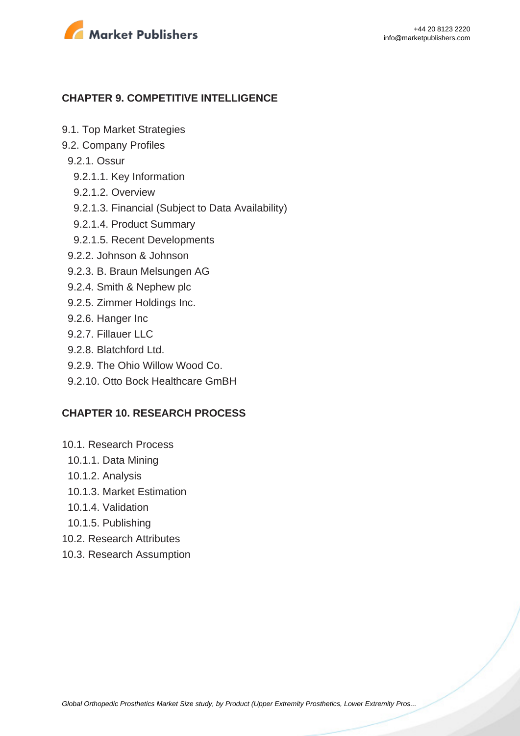## CHAPTER 9. COMPETITIVE INTELLIGENCE

9.1. Top Market Strategies
9.2. Company Profiles
 9.2.1. Ossur
  9.2.1.1. Key Information
  9.2.1.2. Overview
  9.2.1.3. Financial (Subject to Data Availability)
  9.2.1.4. Product Summary
  9.2.1.5. Recent Developments
 9.2.2. Johnson & Johnson
 9.2.3. B. Braun Melsungen AG
 9.2.4. Smith & Nephew plc
 9.2.5. Zimmer Holdings Inc.
 9.2.6. Hanger Inc
 9.2.7. Fillauer LLC
 9.2.8. Blatchford Ltd.
 9.2.9. The Ohio Willow Wood Co.
 9.2.10. Otto Bock Healthcare GmBH

## CHAPTER 10. RESEARCH PROCESS

10.1. Research Process
 10.1.1. Data Mining
 10.1.2. Analysis
 10.1.3. Market Estimation
 10.1.4. Validation
 10.1.5. Publishing
10.2. Research Attributes
10.3. Research Assumption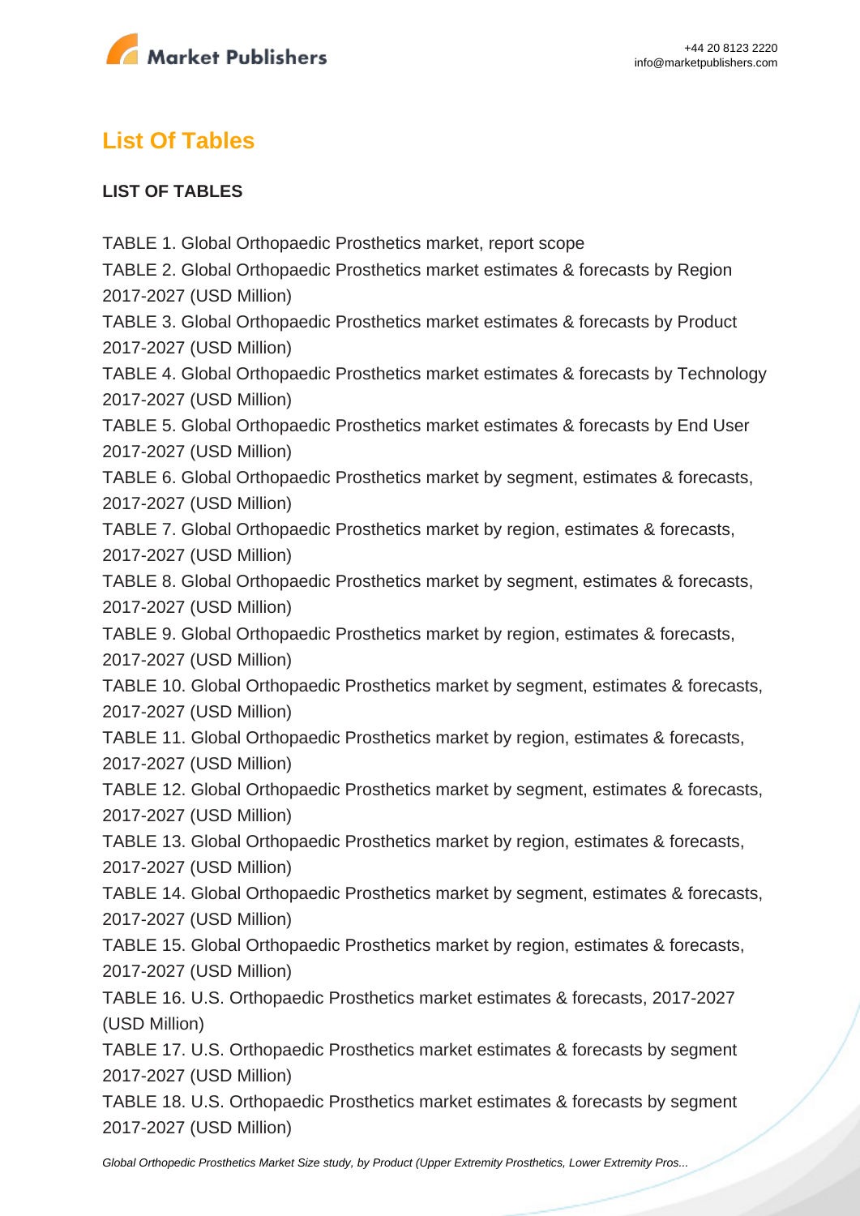## List Of Tables

**LIST OF TABLES**

TABLE 1. Global Orthopaedic Prosthetics market, report scope
TABLE 2. Global Orthopaedic Prosthetics market estimates & forecasts by Region 2017-2027 (USD Million)
TABLE 3. Global Orthopaedic Prosthetics market estimates & forecasts by Product 2017-2027 (USD Million)
TABLE 4. Global Orthopaedic Prosthetics market estimates & forecasts by Technology 2017-2027 (USD Million)
TABLE 5. Global Orthopaedic Prosthetics market estimates & forecasts by End User 2017-2027 (USD Million)
TABLE 6. Global Orthopaedic Prosthetics market by segment, estimates & forecasts, 2017-2027 (USD Million)
TABLE 7. Global Orthopaedic Prosthetics market by region, estimates & forecasts, 2017-2027 (USD Million)
TABLE 8. Global Orthopaedic Prosthetics market by segment, estimates & forecasts, 2017-2027 (USD Million)
TABLE 9. Global Orthopaedic Prosthetics market by region, estimates & forecasts, 2017-2027 (USD Million)
TABLE 10. Global Orthopaedic Prosthetics market by segment, estimates & forecasts, 2017-2027 (USD Million)
TABLE 11. Global Orthopaedic Prosthetics market by region, estimates & forecasts, 2017-2027 (USD Million)
TABLE 12. Global Orthopaedic Prosthetics market by segment, estimates & forecasts, 2017-2027 (USD Million)
TABLE 13. Global Orthopaedic Prosthetics market by region, estimates & forecasts, 2017-2027 (USD Million)
TABLE 14. Global Orthopaedic Prosthetics market by segment, estimates & forecasts, 2017-2027 (USD Million)
TABLE 15. Global Orthopaedic Prosthetics market by region, estimates & forecasts, 2017-2027 (USD Million)
TABLE 16. U.S. Orthopaedic Prosthetics market estimates & forecasts, 2017-2027 (USD Million)
TABLE 17. U.S. Orthopaedic Prosthetics market estimates & forecasts by segment 2017-2027 (USD Million)
TABLE 18. U.S. Orthopaedic Prosthetics market estimates & forecasts by segment 2017-2027 (USD Million)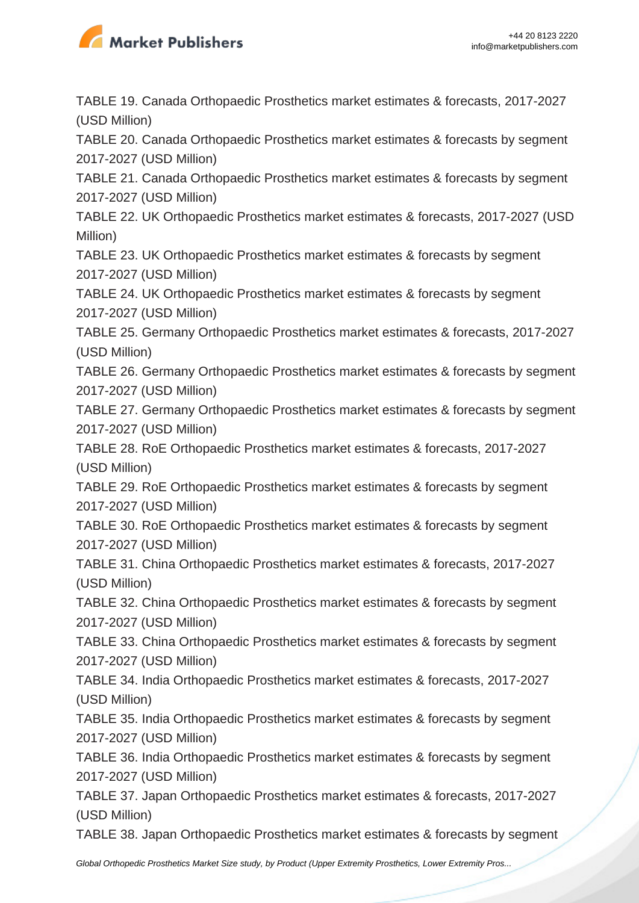TABLE 19. Canada Orthopaedic Prosthetics market estimates & forecasts, 2017-2027 (USD Million)

TABLE 20. Canada Orthopaedic Prosthetics market estimates & forecasts by segment 2017-2027 (USD Million)

TABLE 21. Canada Orthopaedic Prosthetics market estimates & forecasts by segment 2017-2027 (USD Million)

TABLE 22. UK Orthopaedic Prosthetics market estimates & forecasts, 2017-2027 (USD Million)

TABLE 23. UK Orthopaedic Prosthetics market estimates & forecasts by segment 2017-2027 (USD Million)

TABLE 24. UK Orthopaedic Prosthetics market estimates & forecasts by segment 2017-2027 (USD Million)

TABLE 25. Germany Orthopaedic Prosthetics market estimates & forecasts, 2017-2027 (USD Million)

TABLE 26. Germany Orthopaedic Prosthetics market estimates & forecasts by segment 2017-2027 (USD Million)

TABLE 27. Germany Orthopaedic Prosthetics market estimates & forecasts by segment 2017-2027 (USD Million)

TABLE 28. RoE Orthopaedic Prosthetics market estimates & forecasts, 2017-2027 (USD Million)

TABLE 29. RoE Orthopaedic Prosthetics market estimates & forecasts by segment 2017-2027 (USD Million)

TABLE 30. RoE Orthopaedic Prosthetics market estimates & forecasts by segment 2017-2027 (USD Million)

TABLE 31. China Orthopaedic Prosthetics market estimates & forecasts, 2017-2027 (USD Million)

TABLE 32. China Orthopaedic Prosthetics market estimates & forecasts by segment 2017-2027 (USD Million)

TABLE 33. China Orthopaedic Prosthetics market estimates & forecasts by segment 2017-2027 (USD Million)

TABLE 34. India Orthopaedic Prosthetics market estimates & forecasts, 2017-2027 (USD Million)

TABLE 35. India Orthopaedic Prosthetics market estimates & forecasts by segment 2017-2027 (USD Million)

TABLE 36. India Orthopaedic Prosthetics market estimates & forecasts by segment 2017-2027 (USD Million)

TABLE 37. Japan Orthopaedic Prosthetics market estimates & forecasts, 2017-2027 (USD Million)

TABLE 38. Japan Orthopaedic Prosthetics market estimates & forecasts by segment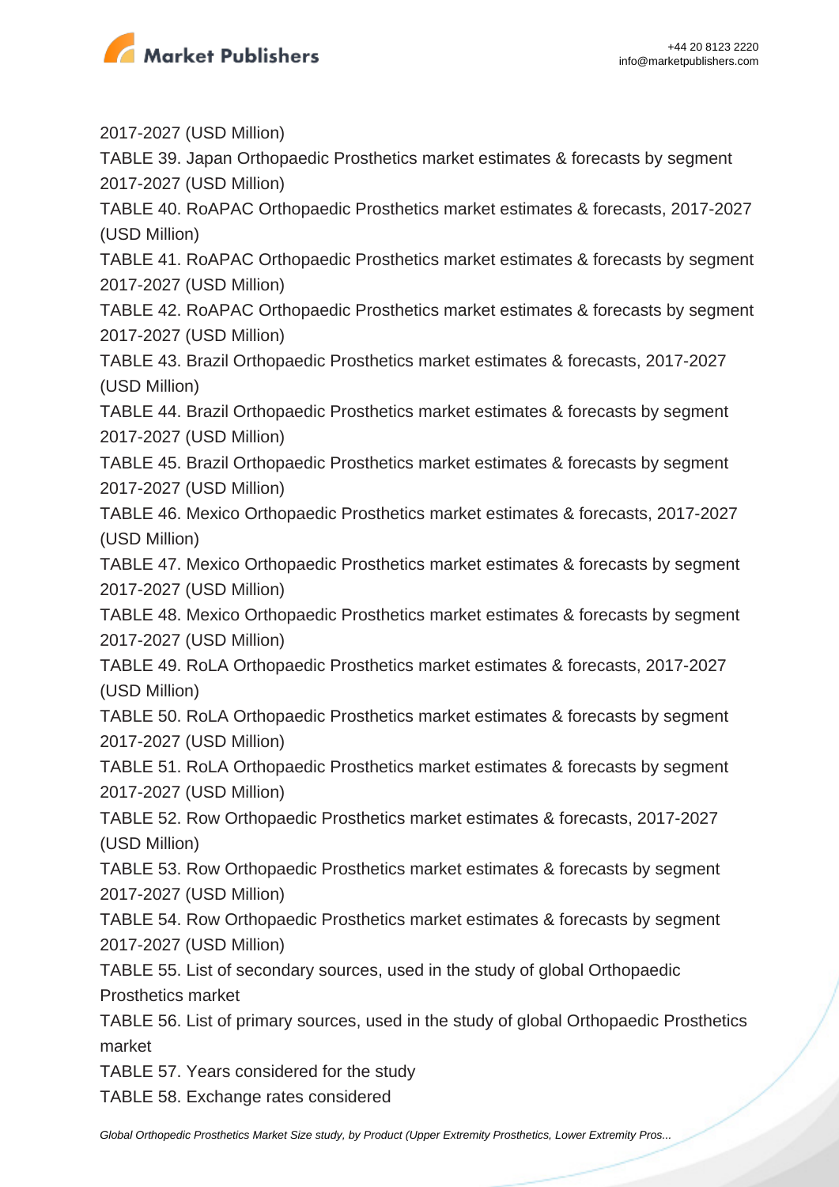2017-2027 (USD Million)

TABLE 39. Japan Orthopaedic Prosthetics market estimates & forecasts by segment 2017-2027 (USD Million)

TABLE 40. RoAPAC Orthopaedic Prosthetics market estimates & forecasts, 2017-2027 (USD Million)

TABLE 41. RoAPAC Orthopaedic Prosthetics market estimates & forecasts by segment 2017-2027 (USD Million)

TABLE 42. RoAPAC Orthopaedic Prosthetics market estimates & forecasts by segment 2017-2027 (USD Million)

TABLE 43. Brazil Orthopaedic Prosthetics market estimates & forecasts, 2017-2027 (USD Million)

TABLE 44. Brazil Orthopaedic Prosthetics market estimates & forecasts by segment 2017-2027 (USD Million)

TABLE 45. Brazil Orthopaedic Prosthetics market estimates & forecasts by segment 2017-2027 (USD Million)

TABLE 46. Mexico Orthopaedic Prosthetics market estimates & forecasts, 2017-2027 (USD Million)

TABLE 47. Mexico Orthopaedic Prosthetics market estimates & forecasts by segment 2017-2027 (USD Million)

TABLE 48. Mexico Orthopaedic Prosthetics market estimates & forecasts by segment 2017-2027 (USD Million)

TABLE 49. RoLA Orthopaedic Prosthetics market estimates & forecasts, 2017-2027 (USD Million)

TABLE 50. RoLA Orthopaedic Prosthetics market estimates & forecasts by segment 2017-2027 (USD Million)

TABLE 51. RoLA Orthopaedic Prosthetics market estimates & forecasts by segment 2017-2027 (USD Million)

TABLE 52. Row Orthopaedic Prosthetics market estimates & forecasts, 2017-2027 (USD Million)

TABLE 53. Row Orthopaedic Prosthetics market estimates & forecasts by segment 2017-2027 (USD Million)

TABLE 54. Row Orthopaedic Prosthetics market estimates & forecasts by segment 2017-2027 (USD Million)

TABLE 55. List of secondary sources, used in the study of global Orthopaedic Prosthetics market

TABLE 56. List of primary sources, used in the study of global Orthopaedic Prosthetics market

TABLE 57. Years considered for the study

TABLE 58. Exchange rates considered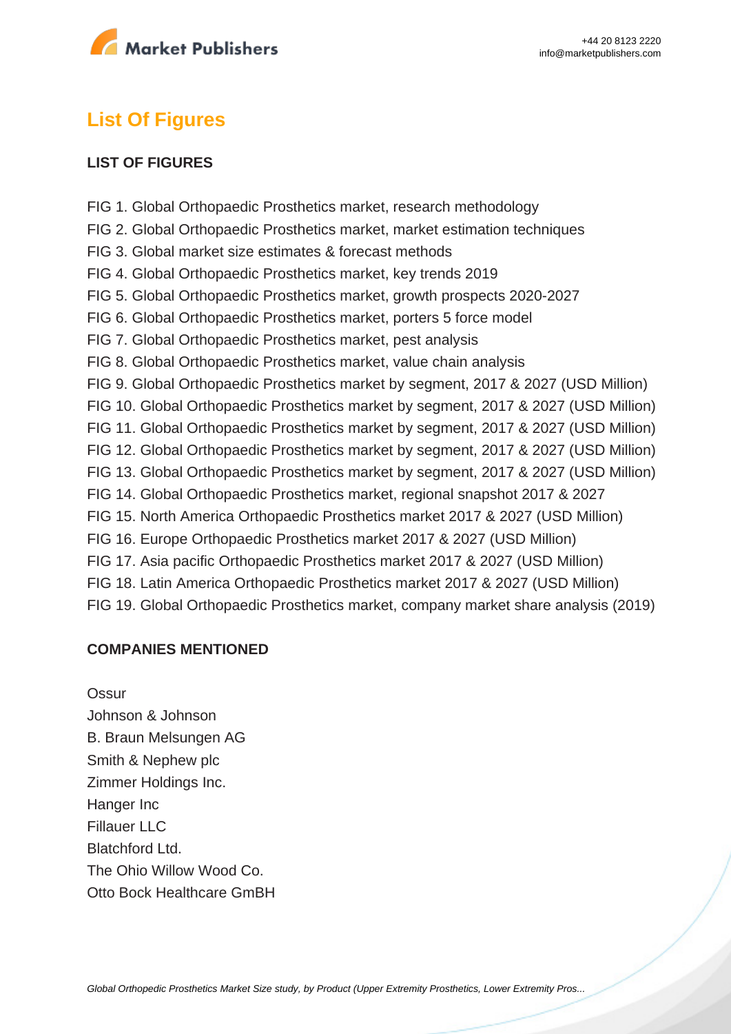## List Of Figures

### LIST OF FIGURES

FIG 1. Global Orthopaedic Prosthetics market, research methodology
FIG 2. Global Orthopaedic Prosthetics market, market estimation techniques
FIG 3. Global market size estimates & forecast methods
FIG 4. Global Orthopaedic Prosthetics market, key trends 2019
FIG 5. Global Orthopaedic Prosthetics market, growth prospects 2020-2027
FIG 6. Global Orthopaedic Prosthetics market, porters 5 force model
FIG 7. Global Orthopaedic Prosthetics market, pest analysis
FIG 8. Global Orthopaedic Prosthetics market, value chain analysis
FIG 9. Global Orthopaedic Prosthetics market by segment, 2017 & 2027 (USD Million)
FIG 10. Global Orthopaedic Prosthetics market by segment, 2017 & 2027 (USD Million)
FIG 11. Global Orthopaedic Prosthetics market by segment, 2017 & 2027 (USD Million)
FIG 12. Global Orthopaedic Prosthetics market by segment, 2017 & 2027 (USD Million)
FIG 13. Global Orthopaedic Prosthetics market by segment, 2017 & 2027 (USD Million)
FIG 14. Global Orthopaedic Prosthetics market, regional snapshot 2017 & 2027
FIG 15. North America Orthopaedic Prosthetics market 2017 & 2027 (USD Million)
FIG 16. Europe Orthopaedic Prosthetics market 2017 & 2027 (USD Million)
FIG 17. Asia pacific Orthopaedic Prosthetics market 2017 & 2027 (USD Million)
FIG 18. Latin America Orthopaedic Prosthetics market 2017 & 2027 (USD Million)
FIG 19. Global Orthopaedic Prosthetics market, company market share analysis (2019)

### COMPANIES MENTIONED

Ossur
Johnson & Johnson
B. Braun Melsungen AG
Smith & Nephew plc
Zimmer Holdings Inc.
Hanger Inc
Fillauer LLC
Blatchford Ltd.
The Ohio Willow Wood Co.
Otto Bock Healthcare GmBH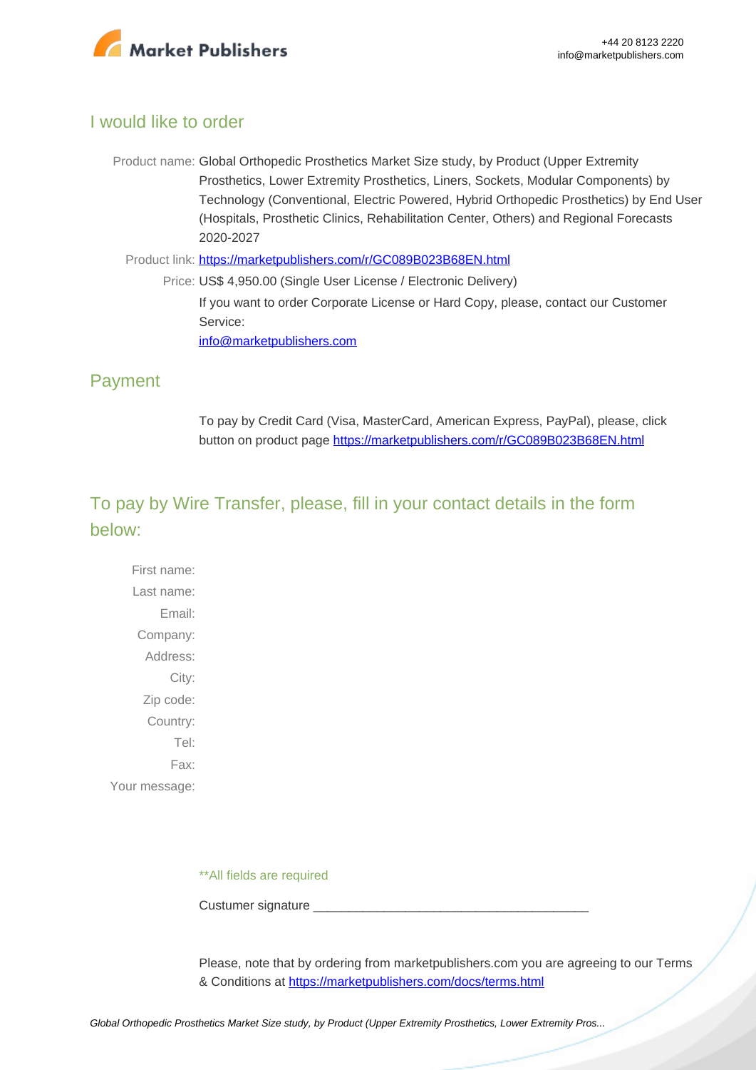## I would like to order

Product name: Global Orthopedic Prosthetics Market Size study, by Product (Upper Extremity Prosthetics, Lower Extremity Prosthetics, Liners, Sockets, Modular Components) by Technology (Conventional, Electric Powered, Hybrid Orthopedic Prosthetics) by End User (Hospitals, Prosthetic Clinics, Rehabilitation Center, Others) and Regional Forecasts 2020-2027

Product link: [https://marketpublishers.com/r/GC089B023B68EN.html](https://marketpublishers.com/r/GC089B023B68EN.html)

Price: US$ 4,950.00 (Single User License / Electronic Delivery)

If you want to order Corporate License or Hard Copy, please, contact our Customer Service:

[info@marketpublishers.com](mailto:info@marketpublishers.com)

## Payment

To pay by Credit Card (Visa, MasterCard, American Express, PayPal), please, click button on product page [https://marketpublishers.com/r/GC089B023B68EN.html](https://marketpublishers.com/r/GC089B023B68EN.html)

## To pay by Wire Transfer, please, fill in your contact details in the form below:

First name:

Last name:

Email:

Company:

Address:

City:

Zip code:

Country:

Tel:

Fax:

Your message:

**All fields are required

Custumer signature _______________________________________

Please, note that by ordering from marketpublishers.com you are agreeing to our Terms & Conditions at [https://marketpublishers.com/docs/terms.html](https://marketpublishers.com/docs/terms.html)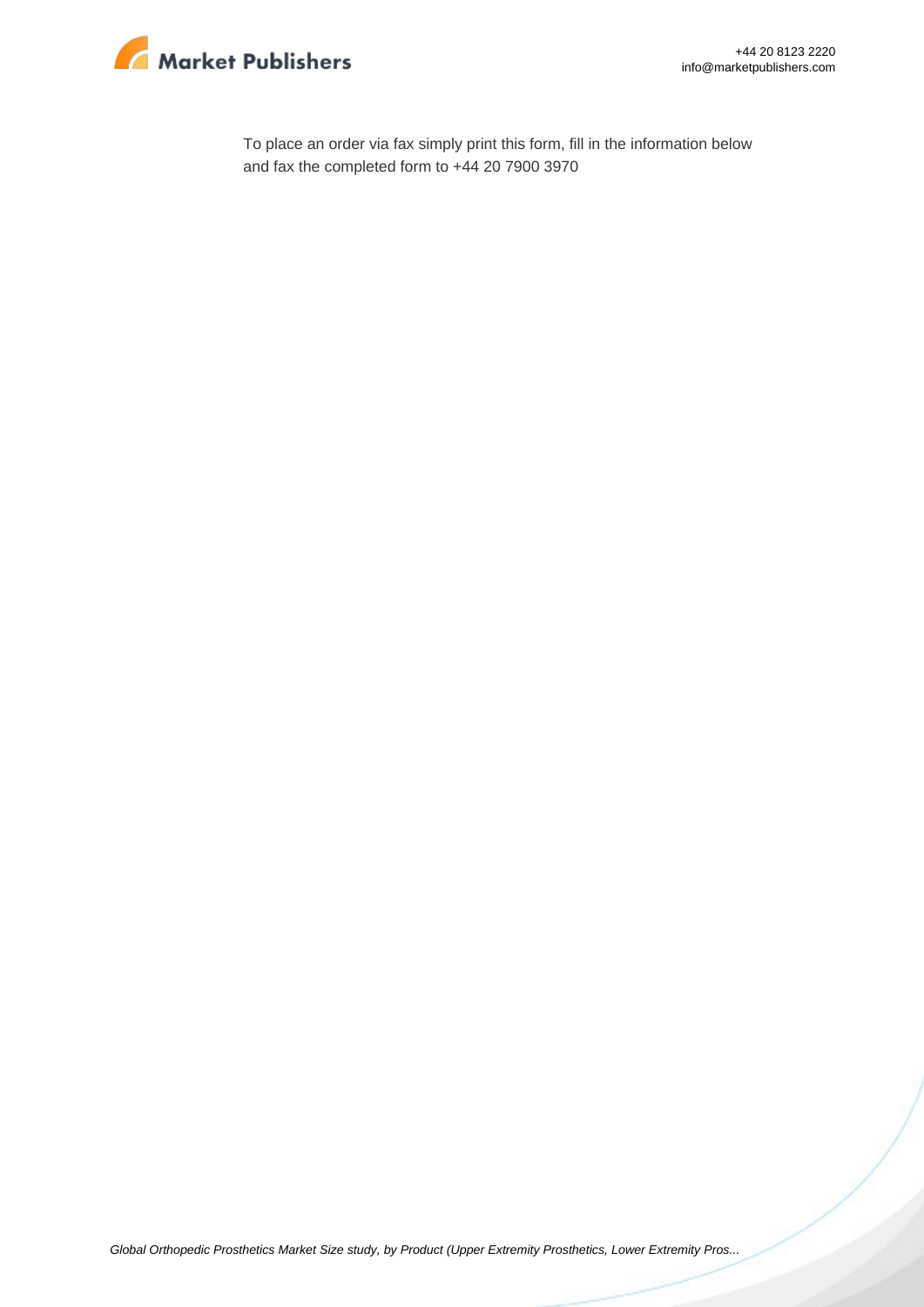To place an order via fax simply print this form, fill in the information below and fax the completed form to +44 20 7900 3970